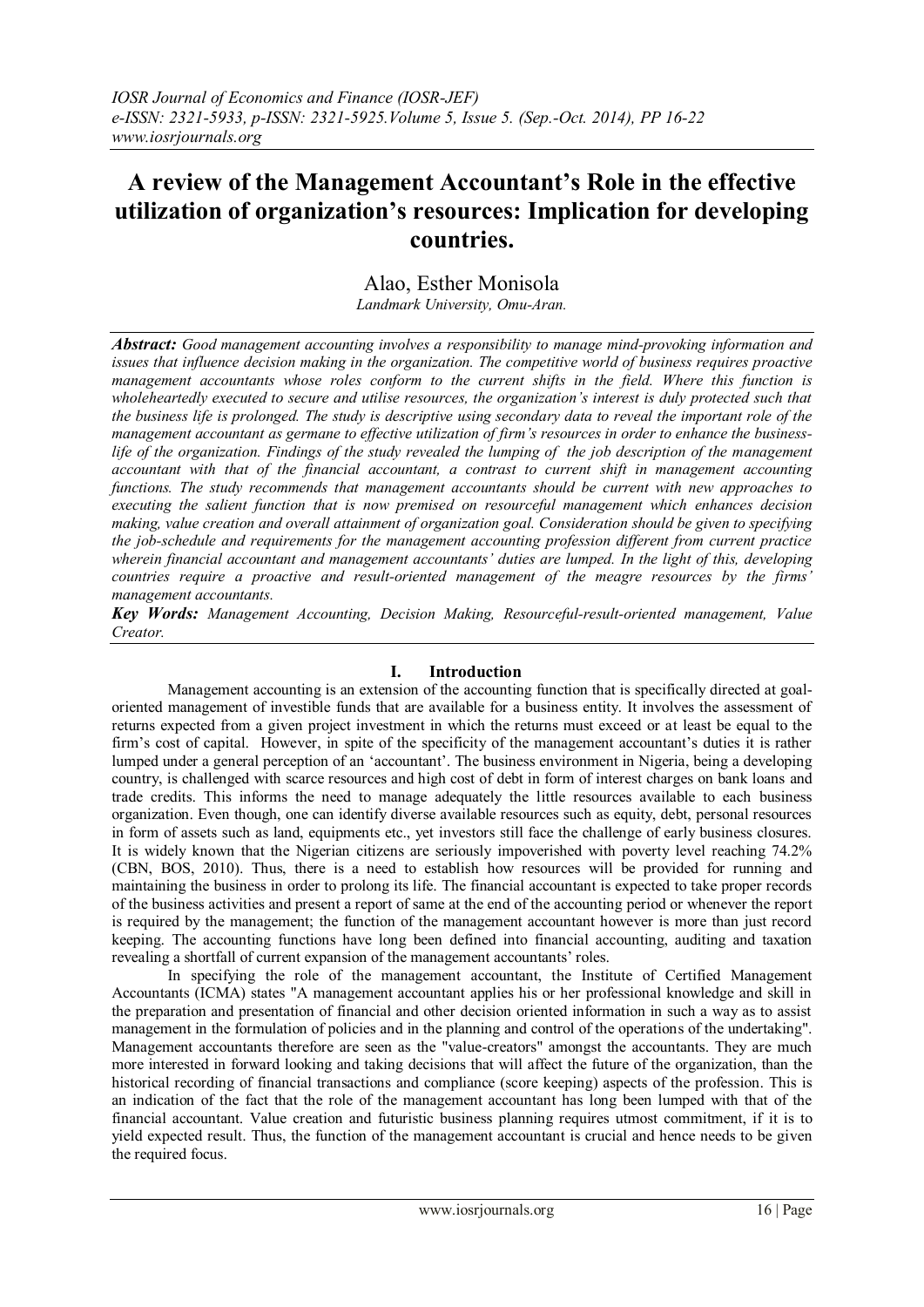# A review of the Management Accountant's Role in the effective utilization of organization's resources: Implication for developing countries.

Alao, Esther Monisola

*Landmark University, Omu-Aran.*

***Abstract:*** *Good management accounting involves a responsibility to manage mind-provoking information and issues that influence decision making in the organization. The competitive world of business requires proactive management accountants whose roles conform to the current shifts in the field. Where this function is wholeheartedly executed to secure and utilise resources, the organization's interest is duly protected such that the business life is prolonged. The study is descriptive using secondary data to reveal the important role of the management accountant as germane to effective utilization of firm's resources in order to enhance the business-life of the organization. Findings of the study revealed the lumping of the job description of the management accountant with that of the financial accountant, a contrast to current shift in management accounting functions. The study recommends that management accountants should be current with new approaches to executing the salient function that is now premised on resourceful management which enhances decision making, value creation and overall attainment of organization goal. Consideration should be given to specifying the job-schedule and requirements for the management accounting profession different from current practice wherein financial accountant and management accountants' duties are lumped. In the light of this, developing countries require a proactive and result-oriented management of the meagre resources by the firms' management accountants.*

***Key Words:*** *Management Accounting, Decision Making, Resourceful-result-oriented management, Value Creator.*

## I. Introduction

Management accounting is an extension of the accounting function that is specifically directed at goal-oriented management of investible funds that are available for a business entity. It involves the assessment of returns expected from a given project investment in which the returns must exceed or at least be equal to the firm's cost of capital. However, in spite of the specificity of the management accountant's duties it is rather lumped under a general perception of an 'accountant'. The business environment in Nigeria, being a developing country, is challenged with scarce resources and high cost of debt in form of interest charges on bank loans and trade credits. This informs the need to manage adequately the little resources available to each business organization. Even though, one can identify diverse available resources such as equity, debt, personal resources in form of assets such as land, equipments etc., yet investors still face the challenge of early business closures. It is widely known that the Nigerian citizens are seriously impoverished with poverty level reaching 74.2% (CBN, BOS, 2010). Thus, there is a need to establish how resources will be provided for running and maintaining the business in order to prolong its life. The financial accountant is expected to take proper records of the business activities and present a report of same at the end of the accounting period or whenever the report is required by the management; the function of the management accountant however is more than just record keeping. The accounting functions have long been defined into financial accounting, auditing and taxation revealing a shortfall of current expansion of the management accountants' roles.

In specifying the role of the management accountant, the Institute of Certified Management Accountants (ICMA) states "A management accountant applies his or her professional knowledge and skill in the preparation and presentation of financial and other decision oriented information in such a way as to assist management in the formulation of policies and in the planning and control of the operations of the undertaking". Management accountants therefore are seen as the "value-creators" amongst the accountants. They are much more interested in forward looking and taking decisions that will affect the future of the organization, than the historical recording of financial transactions and compliance (score keeping) aspects of the profession. This is an indication of the fact that the role of the management accountant has long been lumped with that of the financial accountant. Value creation and futuristic business planning requires utmost commitment, if it is to yield expected result. Thus, the function of the management accountant is crucial and hence needs to be given the required focus.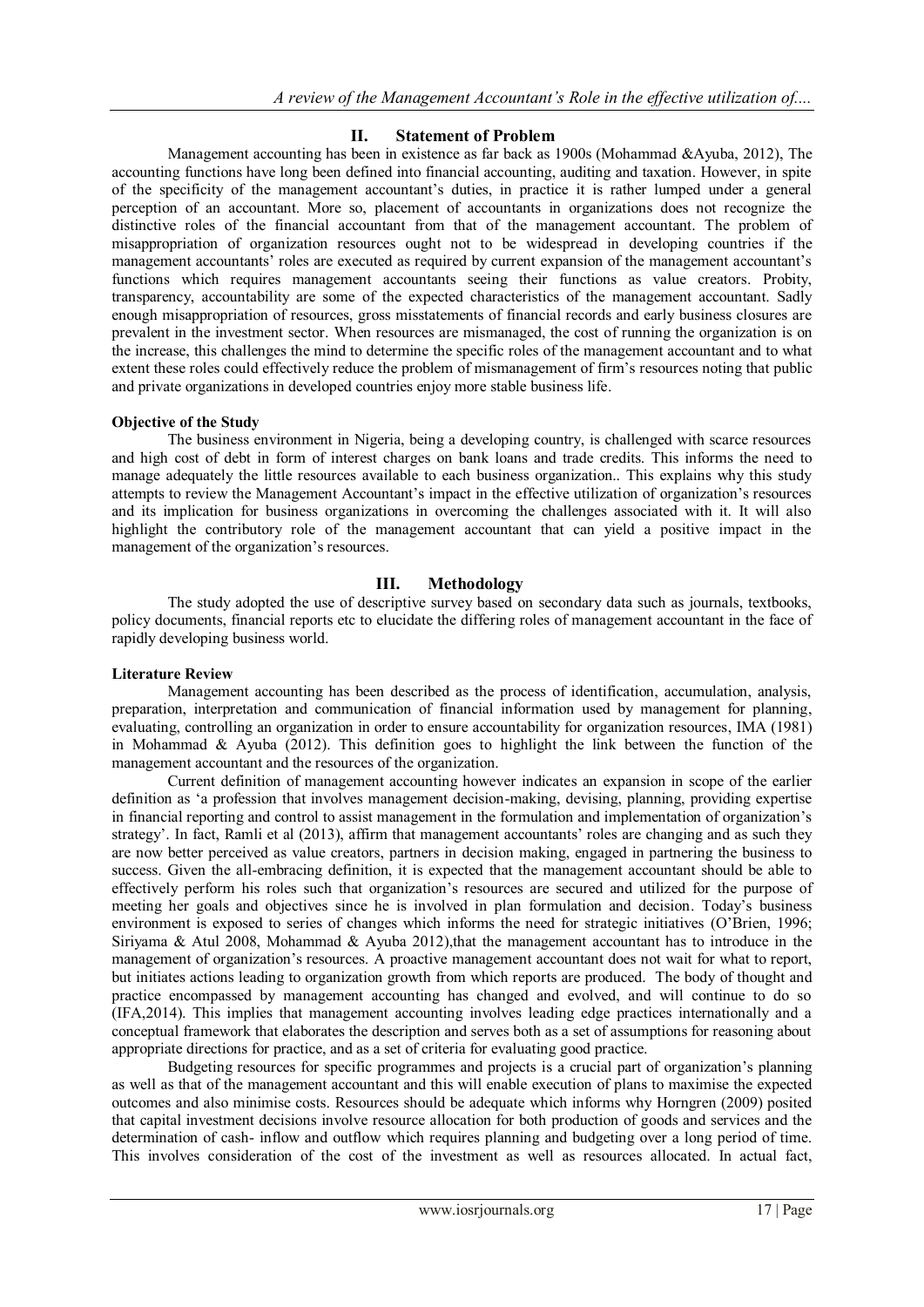## II. Statement of Problem

Management accounting has been in existence as far back as 1900s (Mohammad &Ayuba, 2012), The accounting functions have long been defined into financial accounting, auditing and taxation. However, in spite of the specificity of the management accountant's duties, in practice it is rather lumped under a general perception of an accountant. More so, placement of accountants in organizations does not recognize the distinctive roles of the financial accountant from that of the management accountant. The problem of misappropriation of organization resources ought not to be widespread in developing countries if the management accountants' roles are executed as required by current expansion of the management accountant's functions which requires management accountants seeing their functions as value creators. Probity, transparency, accountability are some of the expected characteristics of the management accountant. Sadly enough misappropriation of resources, gross misstatements of financial records and early business closures are prevalent in the investment sector. When resources are mismanaged, the cost of running the organization is on the increase, this challenges the mind to determine the specific roles of the management accountant and to what extent these roles could effectively reduce the problem of mismanagement of firm's resources noting that public and private organizations in developed countries enjoy more stable business life.

### Objective of the Study

The business environment in Nigeria, being a developing country, is challenged with scarce resources and high cost of debt in form of interest charges on bank loans and trade credits. This informs the need to manage adequately the little resources available to each business organization.. This explains why this study attempts to review the Management Accountant's impact in the effective utilization of organization's resources and its implication for business organizations in overcoming the challenges associated with it. It will also highlight the contributory role of the management accountant that can yield a positive impact in the management of the organization's resources.

## III. Methodology

The study adopted the use of descriptive survey based on secondary data such as journals, textbooks, policy documents, financial reports etc to elucidate the differing roles of management accountant in the face of rapidly developing business world.

### Literature Review

Management accounting has been described as the process of identification, accumulation, analysis, preparation, interpretation and communication of financial information used by management for planning, evaluating, controlling an organization in order to ensure accountability for organization resources, IMA (1981) in Mohammad & Ayuba (2012). This definition goes to highlight the link between the function of the management accountant and the resources of the organization.

Current definition of management accounting however indicates an expansion in scope of the earlier definition as 'a profession that involves management decision-making, devising, planning, providing expertise in financial reporting and control to assist management in the formulation and implementation of organization's strategy'. In fact, Ramli et al (2013), affirm that management accountants' roles are changing and as such they are now better perceived as value creators, partners in decision making, engaged in partnering the business to success. Given the all-embracing definition, it is expected that the management accountant should be able to effectively perform his roles such that organization's resources are secured and utilized for the purpose of meeting her goals and objectives since he is involved in plan formulation and decision. Today's business environment is exposed to series of changes which informs the need for strategic initiatives (O'Brien, 1996; Siriyama & Atul 2008, Mohammad & Ayuba 2012),that the management accountant has to introduce in the management of organization's resources. A proactive management accountant does not wait for what to report, but initiates actions leading to organization growth from which reports are produced. The body of thought and practice encompassed by management accounting has changed and evolved, and will continue to do so (IFA,2014). This implies that management accounting involves leading edge practices internationally and a conceptual framework that elaborates the description and serves both as a set of assumptions for reasoning about appropriate directions for practice, and as a set of criteria for evaluating good practice.

Budgeting resources for specific programmes and projects is a crucial part of organization's planning as well as that of the management accountant and this will enable execution of plans to maximise the expected outcomes and also minimise costs. Resources should be adequate which informs why Horngren (2009) posited that capital investment decisions involve resource allocation for both production of goods and services and the determination of cash- inflow and outflow which requires planning and budgeting over a long period of time. This involves consideration of the cost of the investment as well as resources allocated. In actual fact,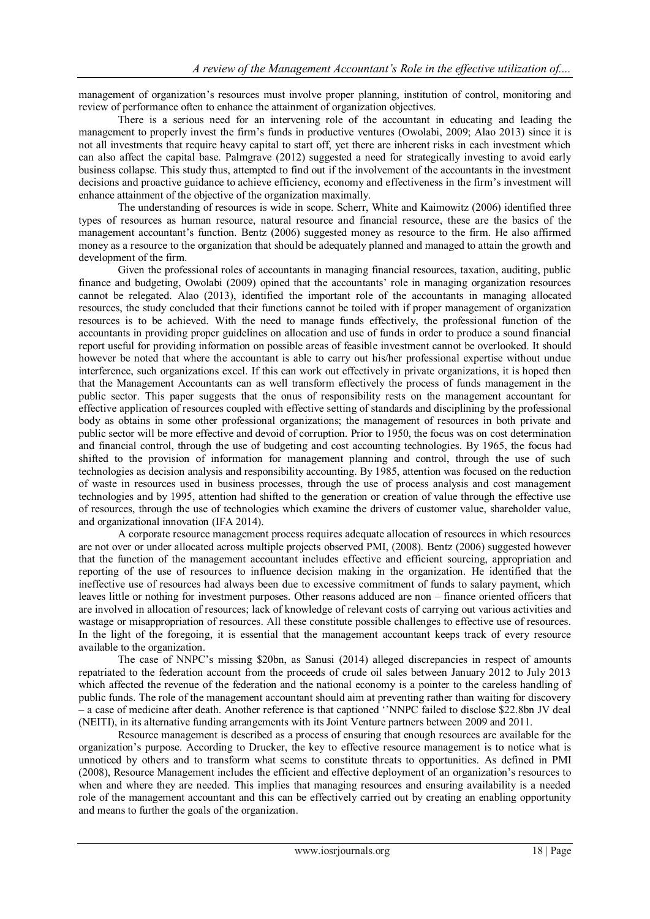management of organization's resources must involve proper planning, institution of control, monitoring and review of performance often to enhance the attainment of organization objectives.

There is a serious need for an intervening role of the accountant in educating and leading the management to properly invest the firm's funds in productive ventures (Owolabi, 2009; Alao 2013) since it is not all investments that require heavy capital to start off, yet there are inherent risks in each investment which can also affect the capital base. Palmgrave (2012) suggested a need for strategically investing to avoid early business collapse. This study thus, attempted to find out if the involvement of the accountants in the investment decisions and proactive guidance to achieve efficiency, economy and effectiveness in the firm's investment will enhance attainment of the objective of the organization maximally.

The understanding of resources is wide in scope. Scherr, White and Kaimowitz (2006) identified three types of resources as human resource, natural resource and financial resource, these are the basics of the management accountant's function. Bentz (2006) suggested money as resource to the firm. He also affirmed money as a resource to the organization that should be adequately planned and managed to attain the growth and development of the firm.

Given the professional roles of accountants in managing financial resources, taxation, auditing, public finance and budgeting, Owolabi (2009) opined that the accountants' role in managing organization resources cannot be relegated. Alao (2013), identified the important role of the accountants in managing allocated resources, the study concluded that their functions cannot be toiled with if proper management of organization resources is to be achieved. With the need to manage funds effectively, the professional function of the accountants in providing proper guidelines on allocation and use of funds in order to produce a sound financial report useful for providing information on possible areas of feasible investment cannot be overlooked. It should however be noted that where the accountant is able to carry out his/her professional expertise without undue interference, such organizations excel. If this can work out effectively in private organizations, it is hoped then that the Management Accountants can as well transform effectively the process of funds management in the public sector. This paper suggests that the onus of responsibility rests on the management accountant for effective application of resources coupled with effective setting of standards and disciplining by the professional body as obtains in some other professional organizations; the management of resources in both private and public sector will be more effective and devoid of corruption. Prior to 1950, the focus was on cost determination and financial control, through the use of budgeting and cost accounting technologies. By 1965, the focus had shifted to the provision of information for management planning and control, through the use of such technologies as decision analysis and responsibility accounting. By 1985, attention was focused on the reduction of waste in resources used in business processes, through the use of process analysis and cost management technologies and by 1995, attention had shifted to the generation or creation of value through the effective use of resources, through the use of technologies which examine the drivers of customer value, shareholder value, and organizational innovation (IFA 2014).

A corporate resource management process requires adequate allocation of resources in which resources are not over or under allocated across multiple projects observed PMI, (2008). Bentz (2006) suggested however that the function of the management accountant includes effective and efficient sourcing, appropriation and reporting of the use of resources to influence decision making in the organization. He identified that the ineffective use of resources had always been due to excessive commitment of funds to salary payment, which leaves little or nothing for investment purposes. Other reasons adduced are non – finance oriented officers that are involved in allocation of resources; lack of knowledge of relevant costs of carrying out various activities and wastage or misappropriation of resources. All these constitute possible challenges to effective use of resources. In the light of the foregoing, it is essential that the management accountant keeps track of every resource available to the organization.

The case of NNPC's missing $20bn, as Sanusi (2014) alleged discrepancies in respect of amounts repatriated to the federation account from the proceeds of crude oil sales between January 2012 to July 2013 which affected the revenue of the federation and the national economy is a pointer to the careless handling of public funds. The role of the management accountant should aim at preventing rather than waiting for discovery – a case of medicine after death. Another reference is that captioned ''NNPC failed to disclose $22.8bn JV deal (NEITI), in its alternative funding arrangements with its Joint Venture partners between 2009 and 2011.

Resource management is described as a process of ensuring that enough resources are available for the organization's purpose. According to Drucker, the key to effective resource management is to notice what is unnoticed by others and to transform what seems to constitute threats to opportunities. As defined in PMI (2008), Resource Management includes the efficient and effective deployment of an organization's resources to when and where they are needed. This implies that managing resources and ensuring availability is a needed role of the management accountant and this can be effectively carried out by creating an enabling opportunity and means to further the goals of the organization.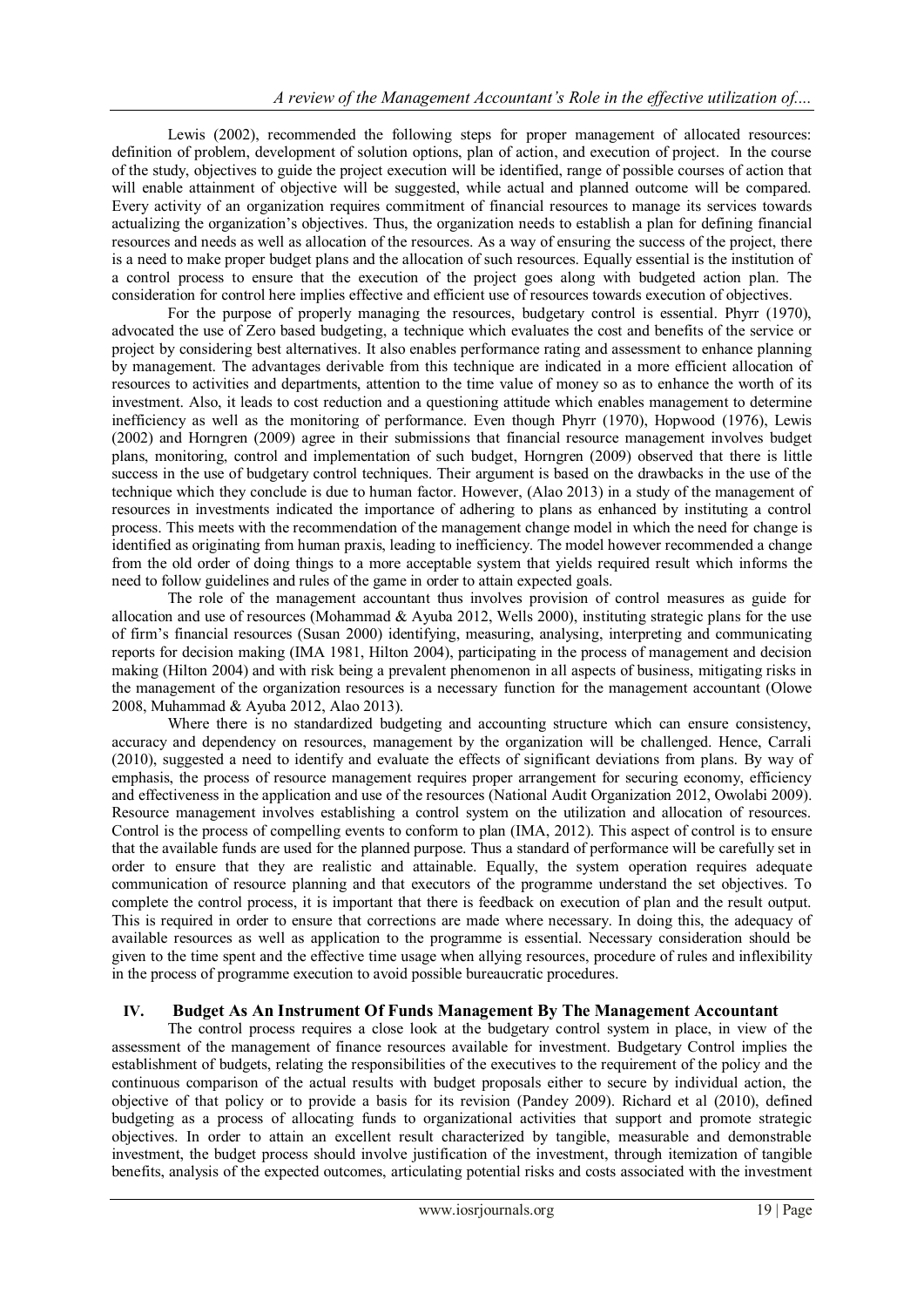Lewis (2002), recommended the following steps for proper management of allocated resources: definition of problem, development of solution options, plan of action, and execution of project. In the course of the study, objectives to guide the project execution will be identified, range of possible courses of action that will enable attainment of objective will be suggested, while actual and planned outcome will be compared. Every activity of an organization requires commitment of financial resources to manage its services towards actualizing the organization's objectives. Thus, the organization needs to establish a plan for defining financial resources and needs as well as allocation of the resources. As a way of ensuring the success of the project, there is a need to make proper budget plans and the allocation of such resources. Equally essential is the institution of a control process to ensure that the execution of the project goes along with budgeted action plan. The consideration for control here implies effective and efficient use of resources towards execution of objectives.

For the purpose of properly managing the resources, budgetary control is essential. Phyrr (1970), advocated the use of Zero based budgeting, a technique which evaluates the cost and benefits of the service or project by considering best alternatives. It also enables performance rating and assessment to enhance planning by management. The advantages derivable from this technique are indicated in a more efficient allocation of resources to activities and departments, attention to the time value of money so as to enhance the worth of its investment. Also, it leads to cost reduction and a questioning attitude which enables management to determine inefficiency as well as the monitoring of performance. Even though Phyrr (1970), Hopwood (1976), Lewis (2002) and Horngren (2009) agree in their submissions that financial resource management involves budget plans, monitoring, control and implementation of such budget, Horngren (2009) observed that there is little success in the use of budgetary control techniques. Their argument is based on the drawbacks in the use of the technique which they conclude is due to human factor. However, (Alao 2013) in a study of the management of resources in investments indicated the importance of adhering to plans as enhanced by instituting a control process. This meets with the recommendation of the management change model in which the need for change is identified as originating from human praxis, leading to inefficiency. The model however recommended a change from the old order of doing things to a more acceptable system that yields required result which informs the need to follow guidelines and rules of the game in order to attain expected goals.

The role of the management accountant thus involves provision of control measures as guide for allocation and use of resources (Mohammad & Ayuba 2012, Wells 2000), instituting strategic plans for the use of firm's financial resources (Susan 2000) identifying, measuring, analysing, interpreting and communicating reports for decision making (IMA 1981, Hilton 2004), participating in the process of management and decision making (Hilton 2004) and with risk being a prevalent phenomenon in all aspects of business, mitigating risks in the management of the organization resources is a necessary function for the management accountant (Olowe 2008, Muhammad & Ayuba 2012, Alao 2013).

Where there is no standardized budgeting and accounting structure which can ensure consistency, accuracy and dependency on resources, management by the organization will be challenged. Hence, Carrali (2010), suggested a need to identify and evaluate the effects of significant deviations from plans. By way of emphasis, the process of resource management requires proper arrangement for securing economy, efficiency and effectiveness in the application and use of the resources (National Audit Organization 2012, Owolabi 2009). Resource management involves establishing a control system on the utilization and allocation of resources. Control is the process of compelling events to conform to plan (IMA, 2012). This aspect of control is to ensure that the available funds are used for the planned purpose. Thus a standard of performance will be carefully set in order to ensure that they are realistic and attainable. Equally, the system operation requires adequate communication of resource planning and that executors of the programme understand the set objectives. To complete the control process, it is important that there is feedback on execution of plan and the result output. This is required in order to ensure that corrections are made where necessary. In doing this, the adequacy of available resources as well as application to the programme is essential. Necessary consideration should be given to the time spent and the effective time usage when allying resources, procedure of rules and inflexibility in the process of programme execution to avoid possible bureaucratic procedures.

## IV. Budget As An Instrument Of Funds Management By The Management Accountant

The control process requires a close look at the budgetary control system in place, in view of the assessment of the management of finance resources available for investment. Budgetary Control implies the establishment of budgets, relating the responsibilities of the executives to the requirement of the policy and the continuous comparison of the actual results with budget proposals either to secure by individual action, the objective of that policy or to provide a basis for its revision (Pandey 2009). Richard et al (2010), defined budgeting as a process of allocating funds to organizational activities that support and promote strategic objectives. In order to attain an excellent result characterized by tangible, measurable and demonstrable investment, the budget process should involve justification of the investment, through itemization of tangible benefits, analysis of the expected outcomes, articulating potential risks and costs associated with the investment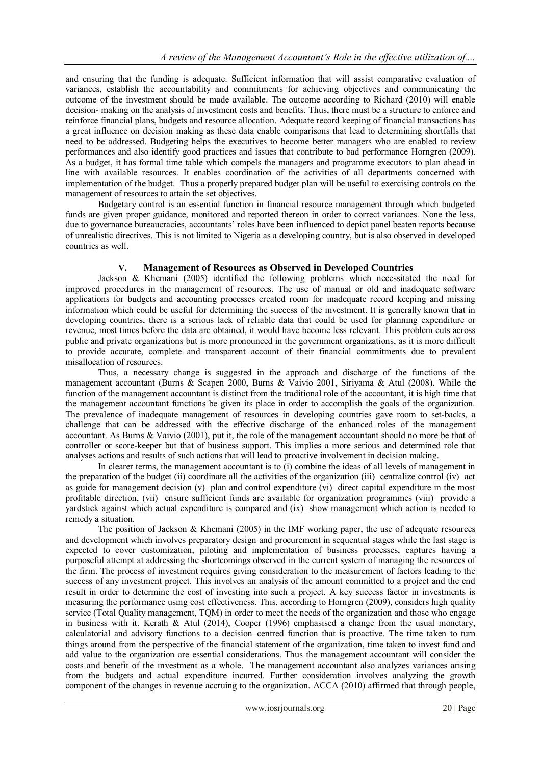and ensuring that the funding is adequate. Sufficient information that will assist comparative evaluation of variances, establish the accountability and commitments for achieving objectives and communicating the outcome of the investment should be made available. The outcome according to Richard (2010) will enable decision- making on the analysis of investment costs and benefits. Thus, there must be a structure to enforce and reinforce financial plans, budgets and resource allocation. Adequate record keeping of financial transactions has a great influence on decision making as these data enable comparisons that lead to determining shortfalls that need to be addressed. Budgeting helps the executives to become better managers who are enabled to review performances and also identify good practices and issues that contribute to bad performance Horngren (2009). As a budget, it has formal time table which compels the managers and programme executors to plan ahead in line with available resources. It enables coordination of the activities of all departments concerned with implementation of the budget. Thus a properly prepared budget plan will be useful to exercising controls on the management of resources to attain the set objectives.

Budgetary control is an essential function in financial resource management through which budgeted funds are given proper guidance, monitored and reported thereon in order to correct variances. None the less, due to governance bureaucracies, accountants' roles have been influenced to depict panel beaten reports because of unrealistic directives. This is not limited to Nigeria as a developing country, but is also observed in developed countries as well.

## V. Management of Resources as Observed in Developed Countries

Jackson & Khemani (2005) identified the following problems which necessitated the need for improved procedures in the management of resources. The use of manual or old and inadequate software applications for budgets and accounting processes created room for inadequate record keeping and missing information which could be useful for determining the success of the investment. It is generally known that in developing countries, there is a serious lack of reliable data that could be used for planning expenditure or revenue, most times before the data are obtained, it would have become less relevant. This problem cuts across public and private organizations but is more pronounced in the government organizations, as it is more difficult to provide accurate, complete and transparent account of their financial commitments due to prevalent misallocation of resources.

Thus, a necessary change is suggested in the approach and discharge of the functions of the management accountant (Burns & Scapen 2000, Burns & Vaivio 2001, Siriyama & Atul (2008). While the function of the management accountant is distinct from the traditional role of the accountant, it is high time that the management accountant functions be given its place in order to accomplish the goals of the organization. The prevalence of inadequate management of resources in developing countries gave room to set-backs, a challenge that can be addressed with the effective discharge of the enhanced roles of the management accountant. As Burns & Vaivio (2001), put it, the role of the management accountant should no more be that of controller or score-keeper but that of business support. This implies a more serious and determined role that analyses actions and results of such actions that will lead to proactive involvement in decision making.

In clearer terms, the management accountant is to (i) combine the ideas of all levels of management in the preparation of the budget (ii) coordinate all the activities of the organization (iii) centralize control (iv) act as guide for management decision (v) plan and control expenditure (vi) direct capital expenditure in the most profitable direction, (vii) ensure sufficient funds are available for organization programmes (viii) provide a yardstick against which actual expenditure is compared and (ix) show management which action is needed to remedy a situation.

The position of Jackson & Khemani (2005) in the IMF working paper, the use of adequate resources and development which involves preparatory design and procurement in sequential stages while the last stage is expected to cover customization, piloting and implementation of business processes, captures having a purposeful attempt at addressing the shortcomings observed in the current system of managing the resources of the firm. The process of investment requires giving consideration to the measurement of factors leading to the success of any investment project. This involves an analysis of the amount committed to a project and the end result in order to determine the cost of investing into such a project. A key success factor in investments is measuring the performance using cost effectiveness. This, according to Horngren (2009), considers high quality service (Total Quality management, TQM) in order to meet the needs of the organization and those who engage in business with it. Kerath & Atul (2014), Cooper (1996) emphasised a change from the usual monetary, calculatorial and advisory functions to a decision–centred function that is proactive. The time taken to turn things around from the perspective of the financial statement of the organization, time taken to invest fund and add value to the organization are essential considerations. Thus the management accountant will consider the costs and benefit of the investment as a whole. The management accountant also analyzes variances arising from the budgets and actual expenditure incurred. Further consideration involves analyzing the growth component of the changes in revenue accruing to the organization. ACCA (2010) affirmed that through people,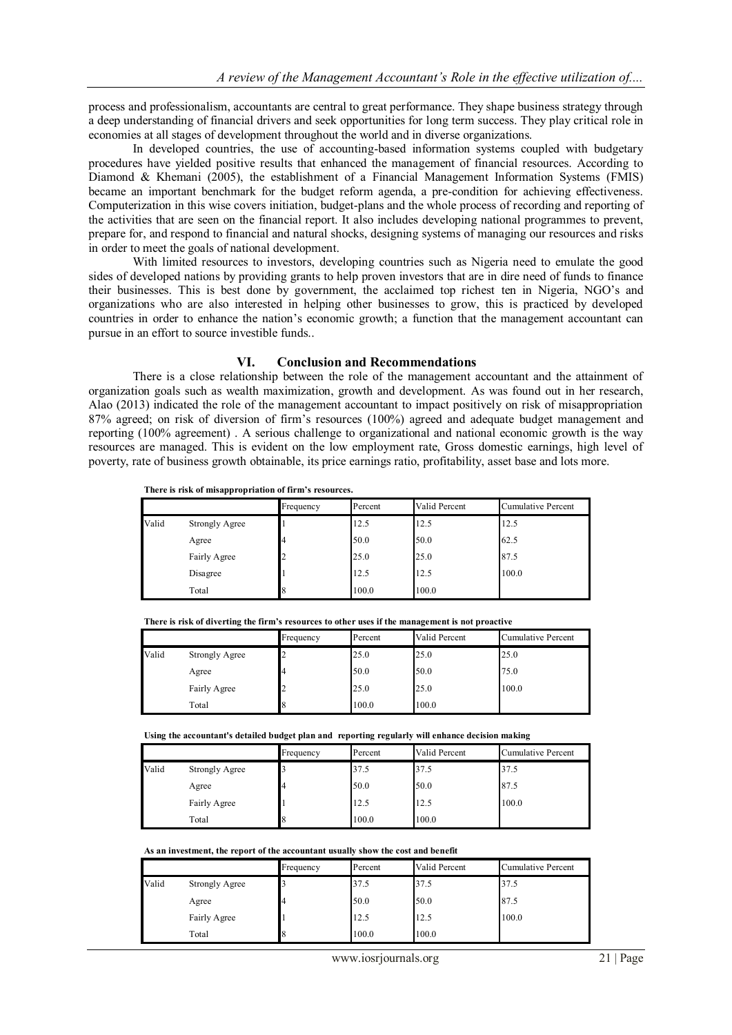process and professionalism, accountants are central to great performance. They shape business strategy through a deep understanding of financial drivers and seek opportunities for long term success. They play critical role in economies at all stages of development throughout the world and in diverse organizations.

In developed countries, the use of accounting-based information systems coupled with budgetary procedures have yielded positive results that enhanced the management of financial resources. According to Diamond & Khemani (2005), the establishment of a Financial Management Information Systems (FMIS) became an important benchmark for the budget reform agenda, a pre-condition for achieving effectiveness. Computerization in this wise covers initiation, budget-plans and the whole process of recording and reporting of the activities that are seen on the financial report. It also includes developing national programmes to prevent, prepare for, and respond to financial and natural shocks, designing systems of managing our resources and risks in order to meet the goals of national development.

With limited resources to investors, developing countries such as Nigeria need to emulate the good sides of developed nations by providing grants to help proven investors that are in dire need of funds to finance their businesses. This is best done by government, the acclaimed top richest ten in Nigeria, NGO's and organizations who are also interested in helping other businesses to grow, this is practiced by developed countries in order to enhance the nation's economic growth; a function that the management accountant can pursue in an effort to source investible funds..

## VI. Conclusion and Recommendations

There is a close relationship between the role of the management accountant and the attainment of organization goals such as wealth maximization, growth and development. As was found out in her research, Alao (2013) indicated the role of the management accountant to impact positively on risk of misappropriation 87% agreed; on risk of diversion of firm's resources (100%) agreed and adequate budget management and reporting (100% agreement) . A serious challenge to organizational and national economic growth is the way resources are managed. This is evident on the low employment rate, Gross domestic earnings, high level of poverty, rate of business growth obtainable, its price earnings ratio, profitability, asset base and lots more.

**There is risk of misappropriation of firm's resources.**

| | | Frequency | Percent | Valid Percent | Cumulative Percent |
|---|---|---|---|---|---|
| Valid | Strongly Agree | 1 | 12.5 | 12.5 | 12.5 |
| | Agree | 4 | 50.0 | 50.0 | 62.5 |
| | Fairly Agree | 2 | 25.0 | 25.0 | 87.5 |
| | Disagree | 1 | 12.5 | 12.5 | 100.0 |
| | Total | 8 | 100.0 | 100.0 | |

**There is risk of diverting the firm's resources to other uses if the management is not proactive**

| | | Frequency | Percent | Valid Percent | Cumulative Percent |
|---|---|---|---|---|---|
| Valid | Strongly Agree | 2 | 25.0 | 25.0 | 25.0 |
| | Agree | 4 | 50.0 | 50.0 | 75.0 |
| | Fairly Agree | 2 | 25.0 | 25.0 | 100.0 |
| | Total | 8 | 100.0 | 100.0 | |

**Using the accountant's detailed budget plan and reporting regularly will enhance decision making**

| | | Frequency | Percent | Valid Percent | Cumulative Percent |
|---|---|---|---|---|---|
| Valid | Strongly Agree | 3 | 37.5 | 37.5 | 37.5 |
| | Agree | 4 | 50.0 | 50.0 | 87.5 |
| | Fairly Agree | 1 | 12.5 | 12.5 | 100.0 |
| | Total | 8 | 100.0 | 100.0 | |

**As an investment, the report of the accountant usually show the cost and benefit**

| | | Frequency | Percent | Valid Percent | Cumulative Percent |
|---|---|---|---|---|---|
| Valid | Strongly Agree | 3 | 37.5 | 37.5 | 37.5 |
| | Agree | 4 | 50.0 | 50.0 | 87.5 |
| | Fairly Agree | 1 | 12.5 | 12.5 | 100.0 |
| | Total | 8 | 100.0 | 100.0 | |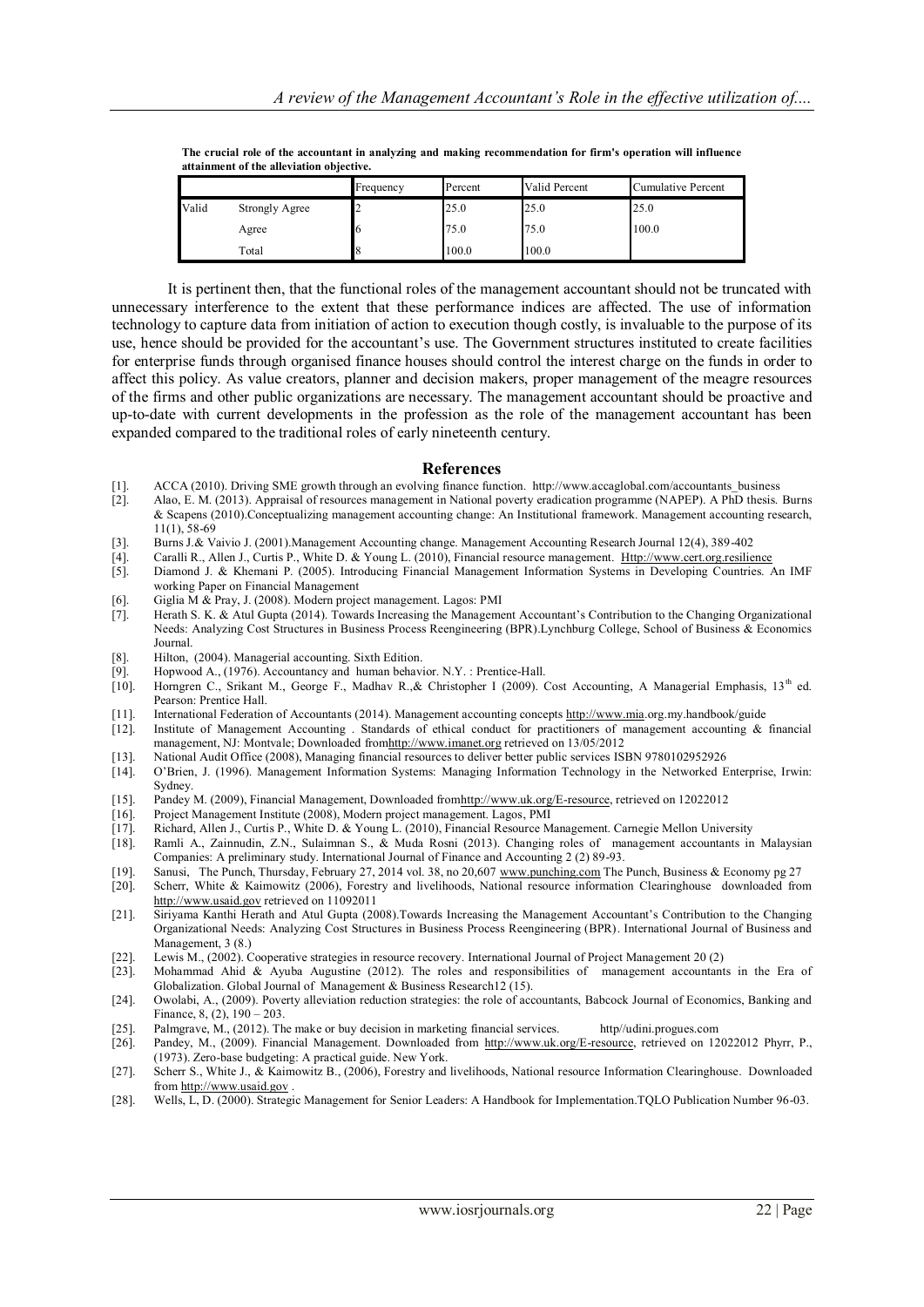**The crucial role of the accountant in analyzing and making recommendation for firm's operation will influence attainment of the alleviation objective.**

| | | Frequency | Percent | Valid Percent | Cumulative Percent |
|---|---|---|---|---|---|
| Valid | Strongly Agree | 2 | 25.0 | 25.0 | 25.0 |
| | Agree | 6 | 75.0 | 75.0 | 100.0 |
| | Total | 8 | 100.0 | 100.0 | |

It is pertinent then, that the functional roles of the management accountant should not be truncated with unnecessary interference to the extent that these performance indices are affected. The use of information technology to capture data from initiation of action to execution though costly, is invaluable to the purpose of its use, hence should be provided for the accountant's use. The Government structures instituted to create facilities for enterprise funds through organised finance houses should control the interest charge on the funds in order to affect this policy. As value creators, planner and decision makers, proper management of the meagre resources of the firms and other public organizations are necessary. The management accountant should be proactive and up-to-date with current developments in the profession as the role of the management accountant has been expanded compared to the traditional roles of early nineteenth century.

## References

[1]. ACCA (2010). Driving SME growth through an evolving finance function. http://www.accaglobal.com/accountants_business

[2]. Alao, E. M. (2013). Appraisal of resources management in National poverty eradication programme (NAPEP). A PhD thesis. Burns & Scapens (2010).Conceptualizing management accounting change: An Institutional framework. Management accounting research, 11(1), 58-69

[3]. Burns J.& Vaivio J. (2001).Management Accounting change. Management Accounting Research Journal 12(4), 389-402

[4]. Caralli R., Allen J., Curtis P., White D. & Young L. (2010), Financial resource management. Http://www.cert.org.resilience

[5]. Diamond J. & Khemani P. (2005). Introducing Financial Management Information Systems in Developing Countries. An IMF working Paper on Financial Management

[6]. Giglia M & Pray, J. (2008). Modern project management. Lagos: PMI

[7]. Herath S. K. & Atul Gupta (2014). Towards Increasing the Management Accountant's Contribution to the Changing Organizational Needs: Analyzing Cost Structures in Business Process Reengineering (BPR).Lynchburg College, School of Business & Economics Journal.

[8]. Hilton, (2004). Managerial accounting. Sixth Edition.

[9]. Hopwood A., (1976). Accountancy and human behavior. N.Y. : Prentice-Hall.

[10]. Horngren C., Srikant M., George F., Madhav R.,& Christopher I (2009). Cost Accounting, A Managerial Emphasis, 13th ed. Pearson: Prentice Hall.

[11]. International Federation of Accountants (2014). Management accounting concepts http://www.mia.org.my.handbook/guide

[12]. Institute of Management Accounting . Standards of ethical conduct for practitioners of management accounting & financial management, NJ: Montvale; Downloaded fromhttp://www.imanet.org retrieved on 13/05/2012

[13]. National Audit Office (2008), Managing financial resources to deliver better public services ISBN 9780102952926

[14]. O'Brien, J. (1996). Management Information Systems: Managing Information Technology in the Networked Enterprise, Irwin: Sydney.

[15]. Pandey M. (2009), Financial Management, Downloaded fromhttp://www.uk.org/E-resource, retrieved on 12022012

[16]. Project Management Institute (2008), Modern project management. Lagos, PMI

[17]. Richard, Allen J., Curtis P., White D. & Young L. (2010), Financial Resource Management. Carnegie Mellon University

[18]. Ramli A., Zainnudin, Z.N., Sulaimnan S., & Muda Rosni (2013). Changing roles of management accountants in Malaysian Companies: A preliminary study. International Journal of Finance and Accounting 2 (2) 89-93.

[19]. Sanusi, The Punch, Thursday, February 27, 2014 vol. 38, no 20,607 www.punching.com The Punch, Business & Economy pg 27

[20]. Scherr, White & Kaimowitz (2006), Forestry and livelihoods, National resource information Clearinghouse downloaded from http://www.usaid.gov retrieved on 11092011

[21]. Siriyama Kanthi Herath and Atul Gupta (2008).Towards Increasing the Management Accountant's Contribution to the Changing Organizational Needs: Analyzing Cost Structures in Business Process Reengineering (BPR). International Journal of Business and Management, 3 (8.)

[22]. Lewis M., (2002). Cooperative strategies in resource recovery. International Journal of Project Management 20 (2)

[23]. Mohammad Ahid & Ayuba Augustine (2012). The roles and responsibilities of management accountants in the Era of Globalization. Global Journal of Management & Business Research12 (15).

[24]. Owolabi, A., (2009). Poverty alleviation reduction strategies: the role of accountants, Babcock Journal of Economics, Banking and Finance, 8, (2), 190 – 203.

[25]. Palmgrave, M., (2012). The make or buy decision in marketing financial services. http//udini.progues.com

[26]. Pandey, M., (2009). Financial Management. Downloaded from http://www.uk.org/E-resource, retrieved on 12022012 Phyrr, P., (1973). Zero-base budgeting: A practical guide. New York.

[27]. Scherr S., White J., & Kaimowitz B., (2006), Forestry and livelihoods, National resource Information Clearinghouse. Downloaded from http://www.usaid.gov .

[28]. Wells, L, D. (2000). Strategic Management for Senior Leaders: A Handbook for Implementation.TQLO Publication Number 96-03.